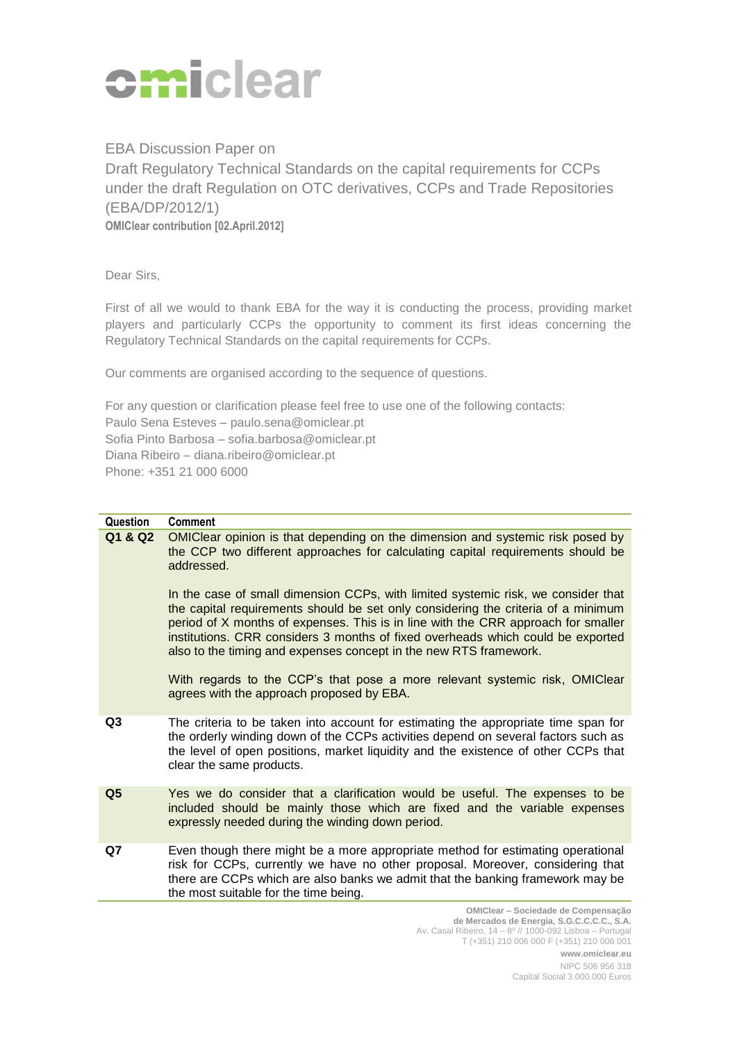omiclear

EBA Discussion Paper on
Draft Regulatory Technical Standards on the capital requirements for CCPs under the draft Regulation on OTC derivatives, CCPs and Trade Repositories (EBA/DP/2012/1)
**OMIClear contribution [02.April.2012]**

Dear Sirs,

First of all we would to thank EBA for the way it is conducting the process, providing market players and particularly CCPs the opportunity to comment its first ideas concerning the Regulatory Technical Standards on the capital requirements for CCPs.

Our comments are organised according to the sequence of questions.

For any question or clarification please feel free to use one of the following contacts:
Paulo Sena Esteves – paulo.sena@omiclear.pt
Sofia Pinto Barbosa – sofia.barbosa@omiclear.pt
Diana Ribeiro – diana.ribeiro@omiclear.pt
Phone: +351 21 000 6000

| Question | Comment |
|---|---|
| Q1 & Q2 | OMIClear opinion is that depending on the dimension and systemic risk posed by the CCP two different approaches for calculating capital requirements should be addressed.<br><br>In the case of small dimension CCPs, with limited systemic risk, we consider that the capital requirements should be set only considering the criteria of a minimum period of X months of expenses. This is in line with the CRR approach for smaller institutions. CRR considers 3 months of fixed overheads which could be exported also to the timing and expenses concept in the new RTS framework.<br><br>With regards to the CCP's that pose a more relevant systemic risk, OMIClear agrees with the approach proposed by EBA. |
| Q3 | The criteria to be taken into account for estimating the appropriate time span for the orderly winding down of the CCPs activities depend on several factors such as the level of open positions, market liquidity and the existence of other CCPs that clear the same products. |
| Q5 | Yes we do consider that a clarification would be useful. The expenses to be included should be mainly those which are fixed and the variable expenses expressly needed during the winding down period. |
| Q7 | Even though there might be a more appropriate method for estimating operational risk for CCPs, currently we have no other proposal. Moreover, considering that there are CCPs which are also banks we admit that the banking framework may be the most suitable for the time being. |

**OMIClear – Sociedade de Compensação de Mercados de Energia, S.G.C.C.C.C., S.A.**
Av. Casal Ribeiro, 14 – 8º // 1000-092 Lisboa – Portugal
T (+351) 210 006 000 F (+351) 210 006 001
**www.omiclear.eu**
NIPC 506 956 318
Capital Social 3.000.000 Euros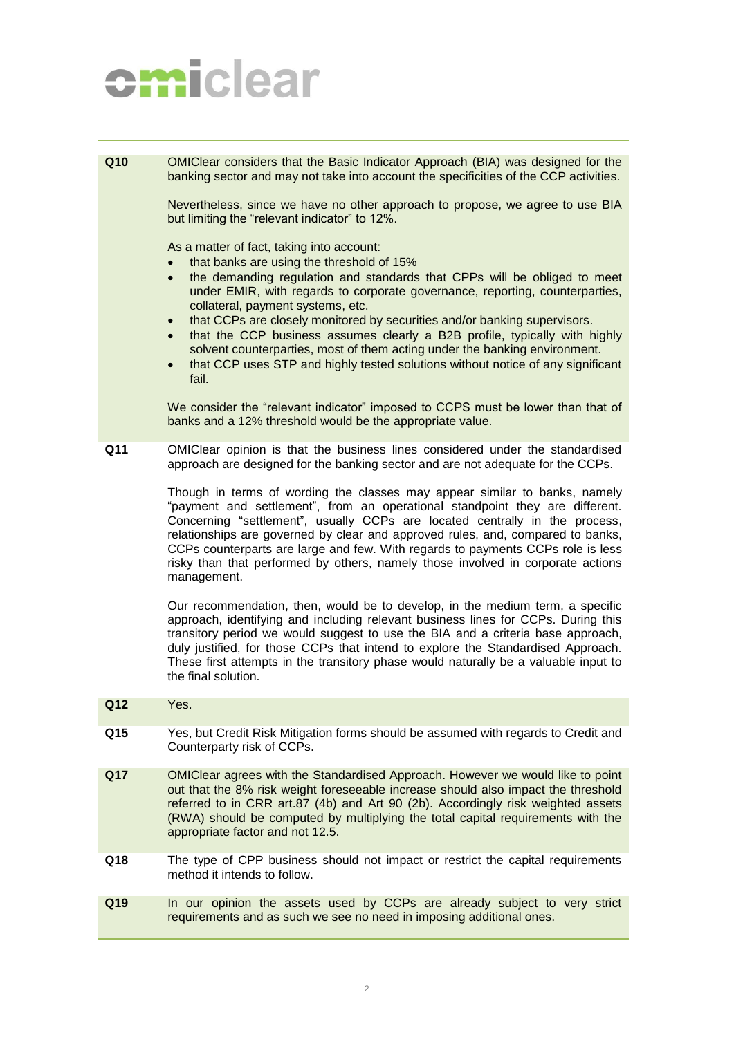| | |
|---|---|
| **Q10** | OMIClear considers that the Basic Indicator Approach (BIA) was designed for the banking sector and may not take into account the specificities of the CCP activities.<br><br>Nevertheless, since we have no other approach to propose, we agree to use BIA but limiting the "relevant indicator" to 12%.<br><br>As a matter of fact, taking into account:<br>• that banks are using the threshold of 15%<br>• the demanding regulation and standards that CPPs will be obliged to meet under EMIR, with regards to corporate governance, reporting, counterparties, collateral, payment systems, etc.<br>• that CCPs are closely monitored by securities and/or banking supervisors.<br>• that the CCP business assumes clearly a B2B profile, typically with highly solvent counterparties, most of them acting under the banking environment.<br>• that CCP uses STP and highly tested solutions without notice of any significant fail.<br><br>We consider the "relevant indicator" imposed to CCPS must be lower than that of banks and a 12% threshold would be the appropriate value. |
| **Q11** | OMIClear opinion is that the business lines considered under the standardised approach are designed for the banking sector and are not adequate for the CCPs.<br><br>Though in terms of wording the classes may appear similar to banks, namely "payment and settlement", from an operational standpoint they are different. Concerning "settlement", usually CCPs are located centrally in the process, relationships are governed by clear and approved rules, and, compared to banks, CCPs counterparts are large and few. With regards to payments CCPs role is less risky than that performed by others, namely those involved in corporate actions management.<br><br>Our recommendation, then, would be to develop, in the medium term, a specific approach, identifying and including relevant business lines for CCPs. During this transitory period we would suggest to use the BIA and a criteria base approach, duly justified, for those CCPs that intend to explore the Standardised Approach. These first attempts in the transitory phase would naturally be a valuable input to the final solution. |
| **Q12** | Yes. |
| **Q15** | Yes, but Credit Risk Mitigation forms should be assumed with regards to Credit and Counterparty risk of CCPs. |
| **Q17** | OMIClear agrees with the Standardised Approach. However we would like to point out that the 8% risk weight foreseeable increase should also impact the threshold referred to in CRR art.87 (4b) and Art 90 (2b). Accordingly risk weighted assets (RWA) should be computed by multiplying the total capital requirements with the appropriate factor and not 12.5. |
| **Q18** | The type of CPP business should not impact or restrict the capital requirements method it intends to follow. |
| **Q19** | In our opinion the assets used by CCPs are already subject to very strict requirements and as such we see no need in imposing additional ones. |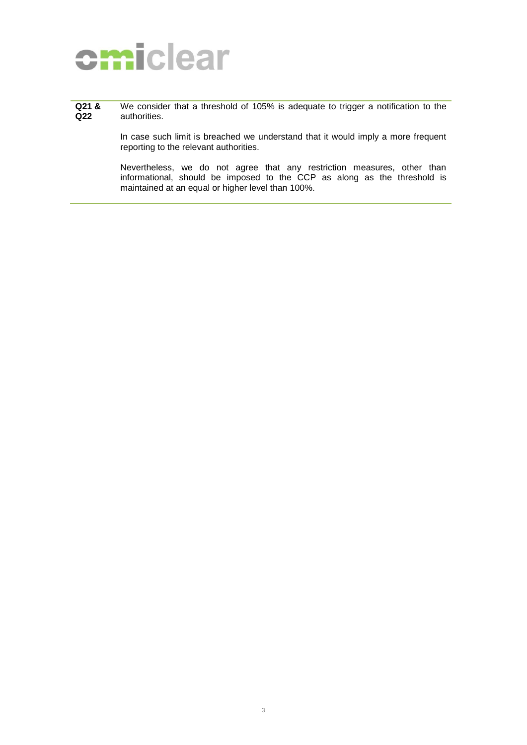| | |
|---|---|
| **Q21 & Q22** | We consider that a threshold of 105% is adequate to trigger a notification to the authorities.<br><br>In case such limit is breached we understand that it would imply a more frequent reporting to the relevant authorities.<br><br>Nevertheless, we do not agree that any restriction measures, other than informational, should be imposed to the CCP as along as the threshold is maintained at an equal or higher level than 100%. |